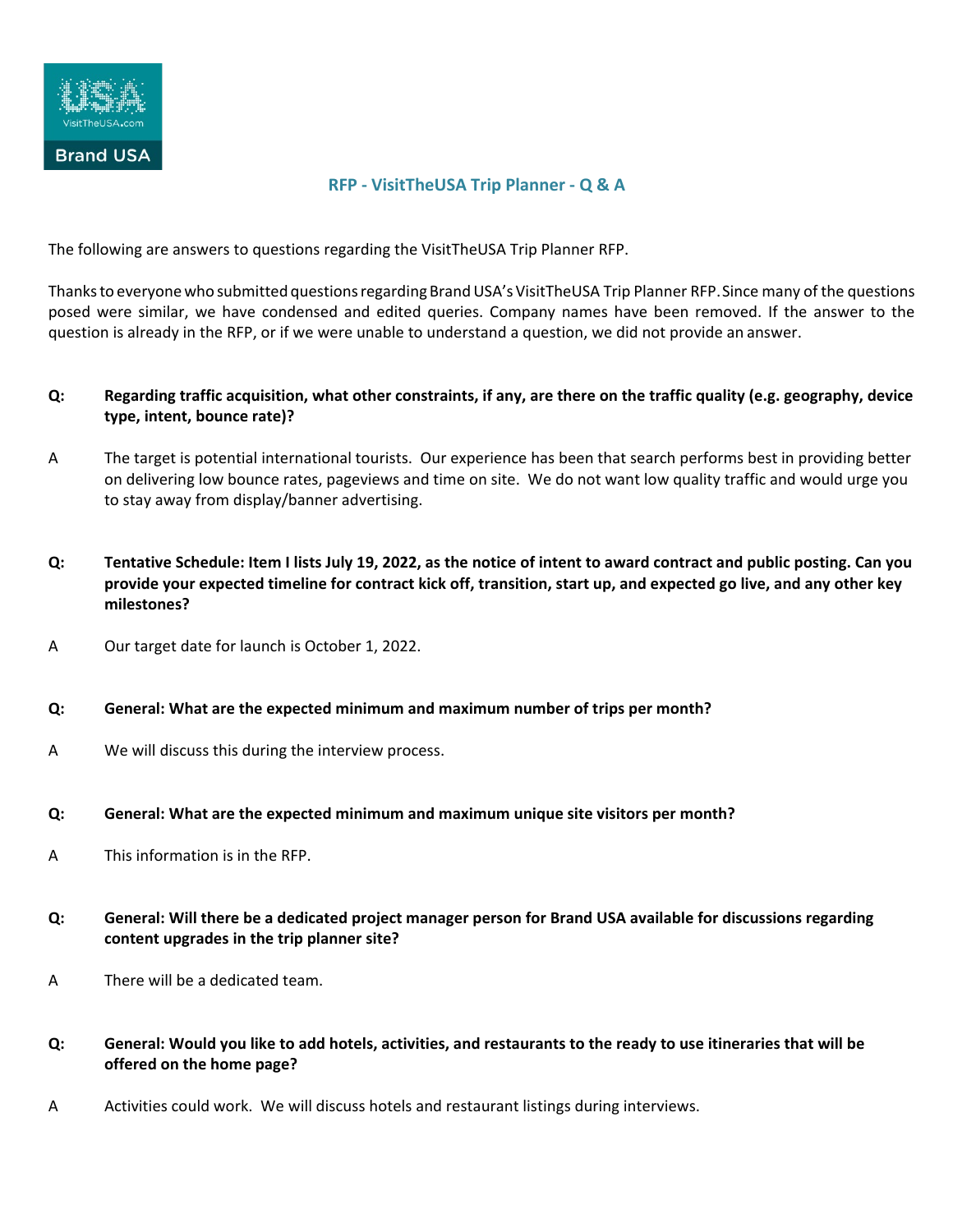## RFP - VisitTheUSA Trip Planner - Q & A

The following are answers to questions regarding the VisitTheUSA Trip Planner RFP.

Thanks to everyone who submitted questions regarding Brand USA's VisitTheUSA Trip Planner RFP. Since many of the questions posed were similar, we have condensed and edited queries. Company names have been removed. If the answer to the question is already in the RFP, or if we were unable to understand a question, we did not provide an answer.

**Q: Regarding traffic acquisition, what other constraints, if any, are there on the traffic quality (e.g. geography, device type, intent, bounce rate)?**

A The target is potential international tourists. Our experience has been that search performs best in providing better on delivering low bounce rates, pageviews and time on site. We do not want low quality traffic and would urge you to stay away from display/banner advertising.

**Q: Tentative Schedule: Item I lists July 19, 2022, as the notice of intent to award contract and public posting. Can you provide your expected timeline for contract kick off, transition, start up, and expected go live, and any other key milestones?**

A Our target date for launch is October 1, 2022.

**Q: General: What are the expected minimum and maximum number of trips per month?**

A We will discuss this during the interview process.

**Q: General: What are the expected minimum and maximum unique site visitors per month?**

A This information is in the RFP.

**Q: General: Will there be a dedicated project manager person for Brand USA available for discussions regarding content upgrades in the trip planner site?**

A There will be a dedicated team.

**Q: General: Would you like to add hotels, activities, and restaurants to the ready to use itineraries that will be offered on the home page?**

A Activities could work. We will discuss hotels and restaurant listings during interviews.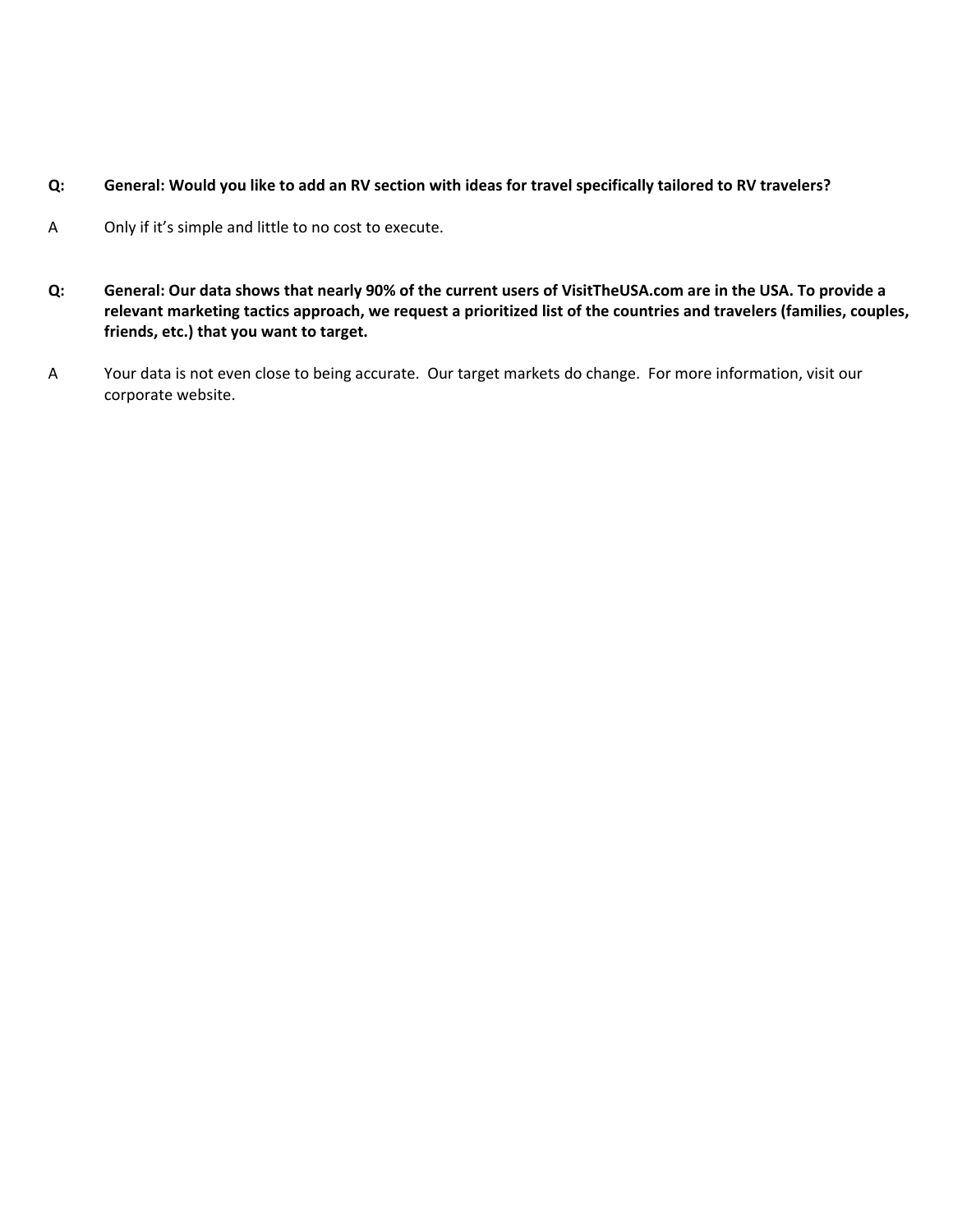**Q: General: Would you like to add an RV section with ideas for travel specifically tailored to RV travelers?**

A Only if it's simple and little to no cost to execute.

**Q: General: Our data shows that nearly 90% of the current users of VisitTheUSA.com are in the USA. To provide a relevant marketing tactics approach, we request a prioritized list of the countries and travelers (families, couples, friends, etc.) that you want to target.**

A Your data is not even close to being accurate. Our target markets do change. For more information, visit our corporate website.